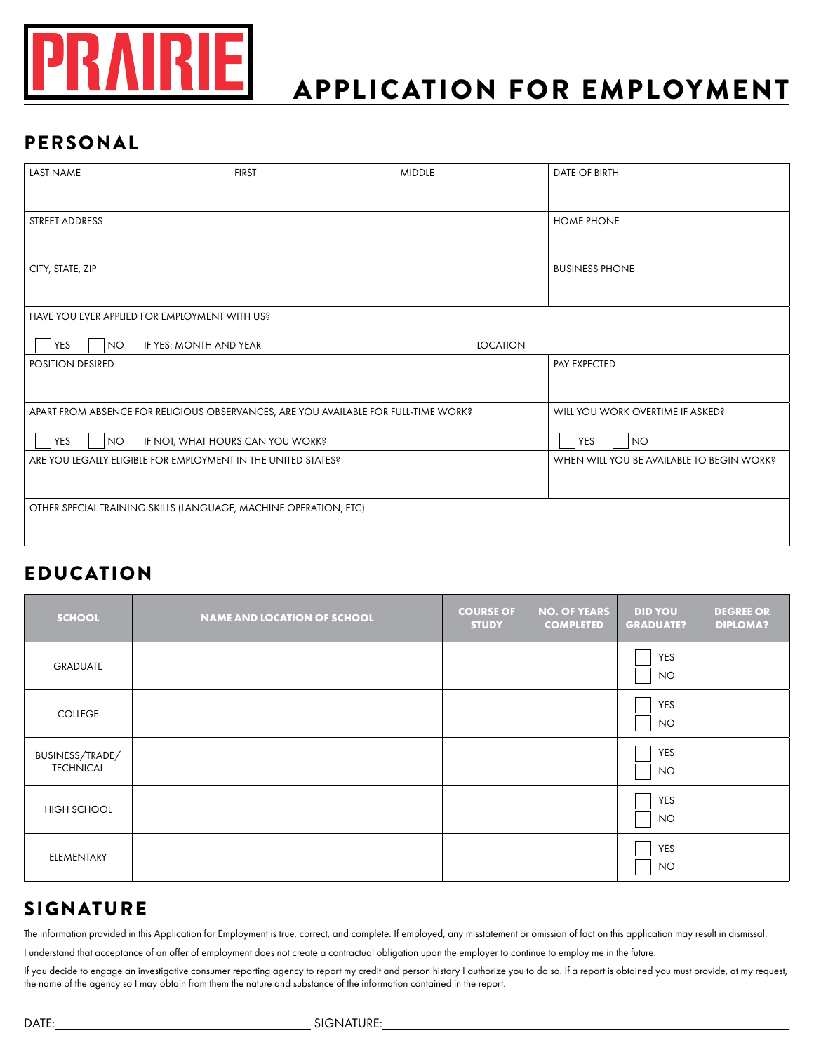# PRAIRIE

# APPLICATION FOR EMPLOYMENT

## PERSONAL

| LAST NAME | FIRST | MIDDLE | DATE OF BIRTH |
|---|---|---|---|
| STREET ADDRESS | | | HOME PHONE |
| CITY, STATE, ZIP | | | BUSINESS PHONE |
| HAVE YOU EVER APPLIED FOR EMPLOYMENT WITH US? ☐ YES ☐ NO IF YES: MONTH AND YEAR | | LOCATION | |
| POSITION DESIRED | | | PAY EXPECTED |
| APART FROM ABSENCE FOR RELIGIOUS OBSERVANCES, ARE YOU AVAILABLE FOR FULL-TIME WORK? ☐ YES ☐ NO IF NOT, WHAT HOURS CAN YOU WORK? | | | WILL YOU WORK OVERTIME IF ASKED? ☐ YES ☐ NO |
| ARE YOU LEGALLY ELIGIBLE FOR EMPLOYMENT IN THE UNITED STATES? | | | WHEN WILL YOU BE AVAILABLE TO BEGIN WORK? |
| OTHER SPECIAL TRAINING SKILLS (LANGUAGE, MACHINE OPERATION, ETC) | | | |

## EDUCATION

| SCHOOL | NAME AND LOCATION OF SCHOOL | COURSE OF STUDY | NO. OF YEARS COMPLETED | DID YOU GRADUATE? | DEGREE OR DIPLOMA? |
|---|---|---|---|---|---|
| GRADUATE | | | | ☐ YES ☐ NO | |
| COLLEGE | | | | ☐ YES ☐ NO | |
| BUSINESS/TRADE/ TECHNICAL | | | | ☐ YES ☐ NO | |
| HIGH SCHOOL | | | | ☐ YES ☐ NO | |
| ELEMENTARY | | | | ☐ YES ☐ NO | |

## SIGNATURE

The information provided in this Application for Employment is true, correct, and complete. If employed, any misstatement or omission of fact on this application may result in dismissal.

I understand that acceptance of an offer of employment does not create a contractual obligation upon the employer to continue to employ me in the future.

If you decide to engage an investigative consumer reporting agency to report my credit and person history I authorize you to do so. If a report is obtained you must provide, at my request, the name of the agency so I may obtain from them the nature and substance of the information contained in the report.

DATE:______________________ SIGNATURE:______________________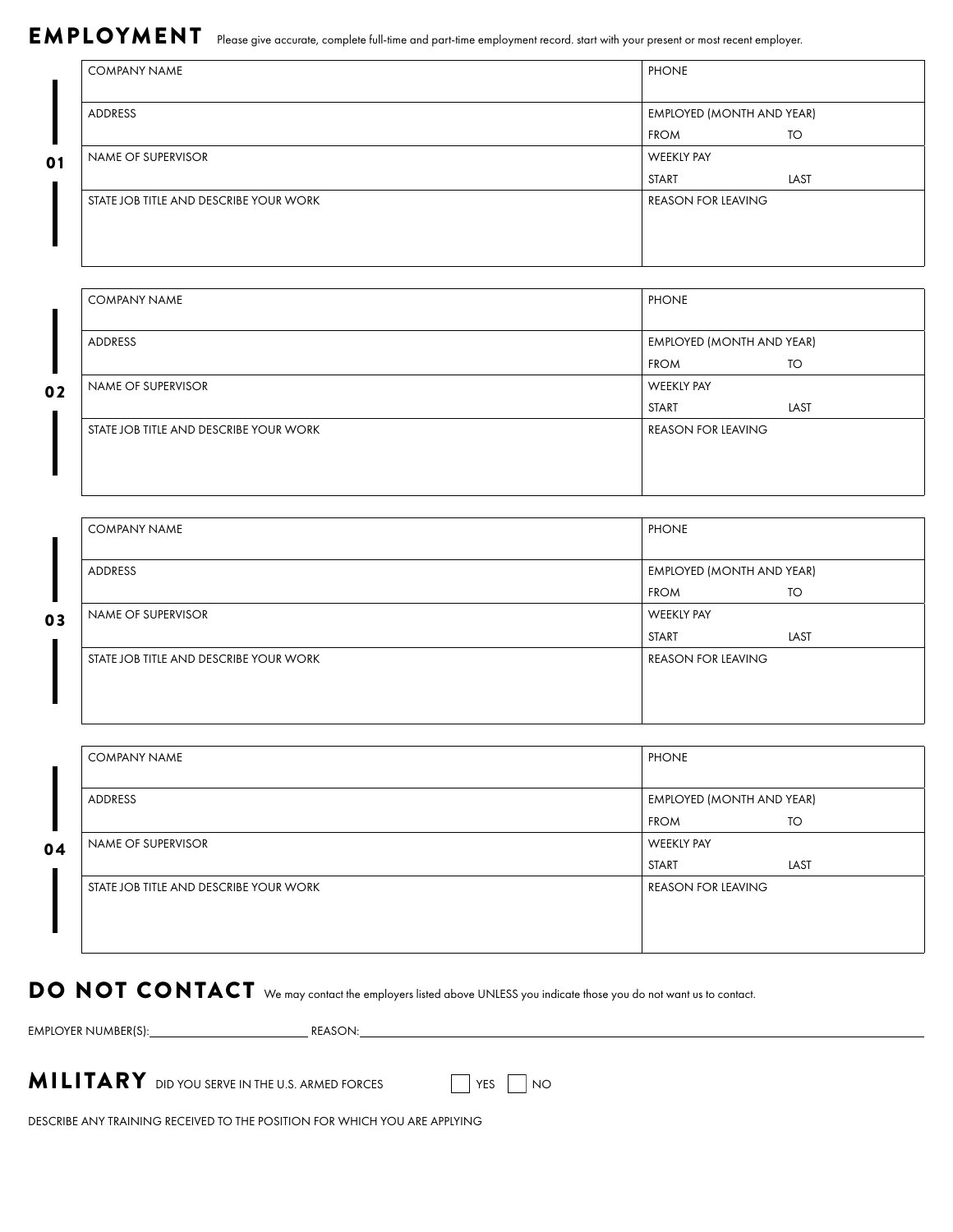## EMPLOYMENT

Please give accurate, complete full-time and part-time employment record. start with your present or most recent employer.

**01**

| | |
|---|---|
| COMPANY NAME | PHONE |
| ADDRESS | EMPLOYED (MONTH AND YEAR)<br>FROM TO |
| NAME OF SUPERVISOR | WEEKLY PAY<br>START LAST |
| STATE JOB TITLE AND DESCRIBE YOUR WORK | REASON FOR LEAVING |

**02**

| | |
|---|---|
| COMPANY NAME | PHONE |
| ADDRESS | EMPLOYED (MONTH AND YEAR)<br>FROM TO |
| NAME OF SUPERVISOR | WEEKLY PAY<br>START LAST |
| STATE JOB TITLE AND DESCRIBE YOUR WORK | REASON FOR LEAVING |

**03**

| | |
|---|---|
| COMPANY NAME | PHONE |
| ADDRESS | EMPLOYED (MONTH AND YEAR)<br>FROM TO |
| NAME OF SUPERVISOR | WEEKLY PAY<br>START LAST |
| STATE JOB TITLE AND DESCRIBE YOUR WORK | REASON FOR LEAVING |

**04**

| | |
|---|---|
| COMPANY NAME | PHONE |
| ADDRESS | EMPLOYED (MONTH AND YEAR)<br>FROM TO |
| NAME OF SUPERVISOR | WEEKLY PAY<br>START LAST |
| STATE JOB TITLE AND DESCRIBE YOUR WORK | REASON FOR LEAVING |

## DO NOT CONTACT

We may contact the employers listed above UNLESS you indicate those you do not want us to contact.

EMPLOYER NUMBER(S):__________________ REASON:______________________________________________

## MILITARY

DID YOU SERVE IN THE U.S. ARMED FORCES ☐ YES ☐ NO

DESCRIBE ANY TRAINING RECEIVED TO THE POSITION FOR WHICH YOU ARE APPLYING